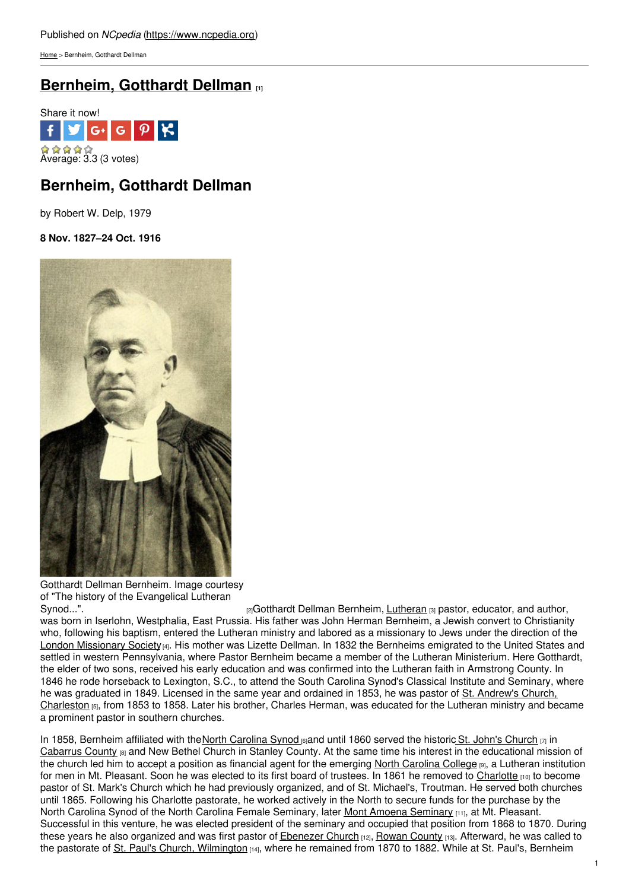Published on *NCpedia* (https://www.ncpedia.org)

Home > Bernheim, Gotthardt Dellman

# Bernheim, Gotthardt Dellman [1]

Share it now!

Average: 3.3 (3 votes)

## Bernheim, Gotthardt Dellman

by Robert W. Delp, 1979

**8 Nov. 1827–24 Oct. 1916**

Gotthardt Dellman Bernheim. Image courtesy of "The history of the Evangelical Lutheran Synod...". [2]

Gotthardt Dellman Bernheim, Lutheran [3] pastor, educator, and author, was born in Iserlohn, Westphalia, East Prussia. His father was John Herman Bernheim, a Jewish convert to Christianity who, following his baptism, entered the Lutheran ministry and labored as a missionary to Jews under the direction of the London Missionary Society [4]. His mother was Lizette Dellman. In 1832 the Bernheims emigrated to the United States and settled in western Pennsylvania, where Pastor Bernheim became a member of the Lutheran Ministerium. Here Gotthardt, the elder of two sons, received his early education and was confirmed into the Lutheran faith in Armstrong County. In 1846 he rode horseback to Lexington, S.C., to attend the South Carolina Synod's Classical Institute and Seminary, where he was graduated in 1849. Licensed in the same year and ordained in 1853, he was pastor of St. Andrew's Church, Charleston [5], from 1853 to 1858. Later his brother, Charles Herman, was educated for the Lutheran ministry and became a prominent pastor in southern churches.

In 1858, Bernheim affiliated with the North Carolina Synod [6] and until 1860 served the historic St. John's Church [7] in Cabarrus County [8] and New Bethel Church in Stanley County. At the same time his interest in the educational mission of the church led him to accept a position as financial agent for the emerging North Carolina College [9], a Lutheran institution for men in Mt. Pleasant. Soon he was elected to its first board of trustees. In 1861 he removed to Charlotte [10] to become pastor of St. Mark's Church which he had previously organized, and of St. Michael's, Troutman. He served both churches until 1865. Following his Charlotte pastorate, he worked actively in the North to secure funds for the purchase by the North Carolina Synod of the North Carolina Female Seminary, later Mont Amoena Seminary [11], at Mt. Pleasant. Successful in this venture, he was elected president of the seminary and occupied that position from 1868 to 1870. During these years he also organized and was first pastor of Ebenezer Church [12], Rowan County [13]. Afterward, he was called to the pastorate of St. Paul's Church, Wilmington [14], where he remained from 1870 to 1882. While at St. Paul's, Bernheim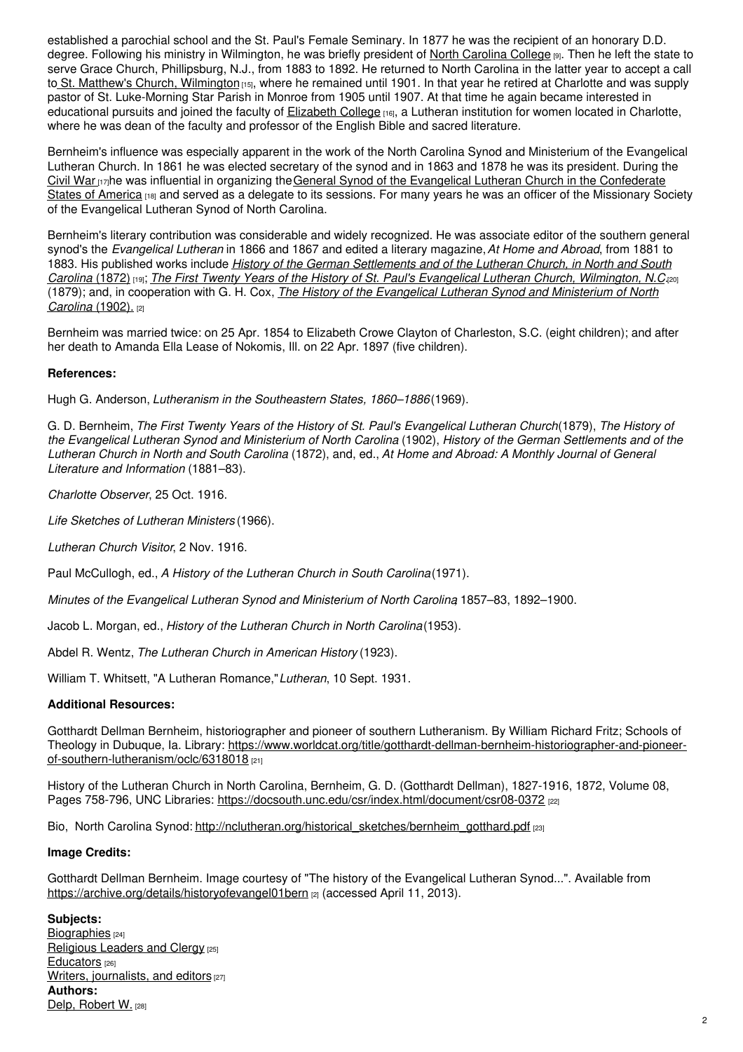established a parochial school and the St. Paul's Female Seminary. In 1877 he was the recipient of an honorary D.D. degree. Following his ministry in Wilmington, he was briefly president of North Carolina College [9]. Then he left the state to serve Grace Church, Phillipsburg, N.J., from 1883 to 1892. He returned to North Carolina in the latter year to accept a call to St. Matthew's Church, Wilmington [15], where he remained until 1901. In that year he retired at Charlotte and was supply pastor of St. Luke-Morning Star Parish in Monroe from 1905 until 1907. At that time he again became interested in educational pursuits and joined the faculty of Elizabeth College [16], a Lutheran institution for women located in Charlotte, where he was dean of the faculty and professor of the English Bible and sacred literature.

Bernheim's influence was especially apparent in the work of the North Carolina Synod and Ministerium of the Evangelical Lutheran Church. In 1861 he was elected secretary of the synod and in 1863 and 1878 he was its president. During the Civil War [17] he was influential in organizing the General Synod of the Evangelical Lutheran Church in the Confederate States of America [18] and served as a delegate to its sessions. For many years he was an officer of the Missionary Society of the Evangelical Lutheran Synod of North Carolina.

Bernheim's literary contribution was considerable and widely recognized. He was associate editor of the southern general synod's the *Evangelical Lutheran* in 1866 and 1867 and edited a literary magazine, *At Home and Abroad*, from 1881 to 1883. His published works include *History of the German Settlements and of the Lutheran Church, in North and South Carolina* (1872) [19]; *The First Twenty Years of the History of St. Paul's Evangelical Lutheran Church, Wilmington, N.C.* [20] (1879); and, in cooperation with G. H. Cox, *The History of the Evangelical Lutheran Synod and Ministerium of North Carolina* (1902). [2]

Bernheim was married twice: on 25 Apr. 1854 to Elizabeth Crowe Clayton of Charleston, S.C. (eight children); and after her death to Amanda Ella Lease of Nokomis, Ill. on 22 Apr. 1897 (five children).

**References:**

Hugh G. Anderson, *Lutheranism in the Southeastern States, 1860–1886* (1969).

G. D. Bernheim, *The First Twenty Years of the History of St. Paul's Evangelical Lutheran Church* (1879), *The History of the Evangelical Lutheran Synod and Ministerium of North Carolina* (1902), *History of the German Settlements and of the Lutheran Church in North and South Carolina* (1872), and, ed., *At Home and Abroad: A Monthly Journal of General Literature and Information* (1881–83).

*Charlotte Observer*, 25 Oct. 1916.

*Life Sketches of Lutheran Ministers* (1966).

*Lutheran Church Visitor*, 2 Nov. 1916.

Paul McCullogh, ed., *A History of the Lutheran Church in South Carolina* (1971).

*Minutes of the Evangelical Lutheran Synod and Ministerium of North Carolina*, 1857–83, 1892–1900.

Jacob L. Morgan, ed., *History of the Lutheran Church in North Carolina* (1953).

Abdel R. Wentz, *The Lutheran Church in American History* (1923).

William T. Whitsett, "A Lutheran Romance," *Lutheran*, 10 Sept. 1931.

**Additional Resources:**

Gotthardt Dellman Bernheim, historiographer and pioneer of southern Lutheranism. By William Richard Fritz; Schools of Theology in Dubuque, Ia. Library: https://www.worldcat.org/title/gotthardt-dellman-bernheim-historiographer-and-pioneer-of-southern-lutheranism/oclc/6318018 [21]

History of the Lutheran Church in North Carolina, Bernheim, G. D. (Gotthardt Dellman), 1827-1916, 1872, Volume 08, Pages 758-796, UNC Libraries: https://docsouth.unc.edu/csr/index.html/document/csr08-0372 [22]

Bio, North Carolina Synod: http://nclutheran.org/historical_sketches/bernheim_gotthard.pdf [23]

**Image Credits:**

Gotthardt Dellman Bernheim. Image courtesy of "The history of the Evangelical Lutheran Synod...". Available from https://archive.org/details/historyofevangel01bern [2] (accessed April 11, 2013).

**Subjects:**
Biographies [24]
Religious Leaders and Clergy [25]
Educators [26]
Writers, journalists, and editors [27]
**Authors:**
Delp, Robert W. [28]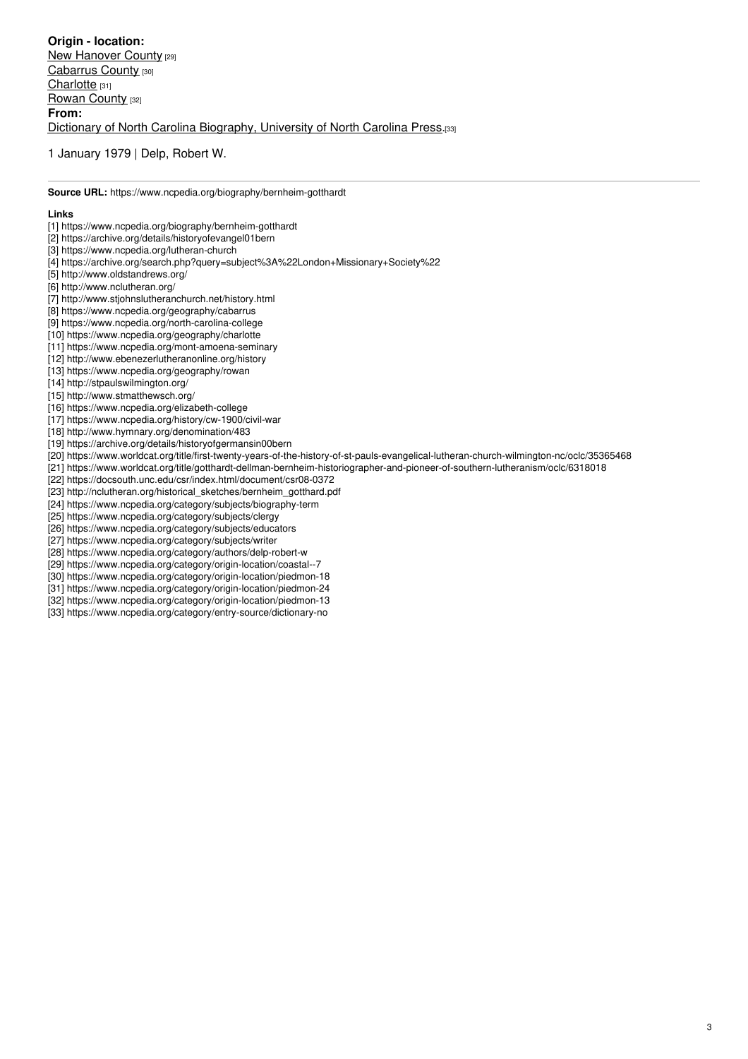**Origin - location:**
New Hanover County [29]
Cabarrus County [30]
Charlotte [31]
Rowan County [32]
**From:**
Dictionary of North Carolina Biography, University of North Carolina Press.[33]

1 January 1979 | Delp, Robert W.

---

**Source URL:** https://www.ncpedia.org/biography/bernheim-gotthardt

**Links**
[1] https://www.ncpedia.org/biography/bernheim-gotthardt
[2] https://archive.org/details/historyofevangel01bern
[3] https://www.ncpedia.org/lutheran-church
[4] https://archive.org/search.php?query=subject%3A%22London+Missionary+Society%22
[5] http://www.oldstandrews.org/
[6] http://www.nclutheran.org/
[7] http://www.stjohnslutheranchurch.net/history.html
[8] https://www.ncpedia.org/geography/cabarrus
[9] https://www.ncpedia.org/north-carolina-college
[10] https://www.ncpedia.org/geography/charlotte
[11] https://www.ncpedia.org/mont-amoena-seminary
[12] http://www.ebenezerlutheranonline.org/history
[13] https://www.ncpedia.org/geography/rowan
[14] http://stpaulswilmington.org/
[15] http://www.stmatthewsch.org/
[16] https://www.ncpedia.org/elizabeth-college
[17] https://www.ncpedia.org/history/cw-1900/civil-war
[18] http://www.hymnary.org/denomination/483
[19] https://archive.org/details/historyofgermansin00bern
[20] https://www.worldcat.org/title/first-twenty-years-of-the-history-of-st-pauls-evangelical-lutheran-church-wilmington-nc/oclc/35365468
[21] https://www.worldcat.org/title/gotthardt-dellman-bernheim-historiographer-and-pioneer-of-southern-lutheranism/oclc/6318018
[22] https://docsouth.unc.edu/csr/index.html/document/csr08-0372
[23] http://nclutheran.org/historical_sketches/bernheim_gotthard.pdf
[24] https://www.ncpedia.org/category/subjects/biography-term
[25] https://www.ncpedia.org/category/subjects/clergy
[26] https://www.ncpedia.org/category/subjects/educators
[27] https://www.ncpedia.org/category/subjects/writer
[28] https://www.ncpedia.org/category/authors/delp-robert-w
[29] https://www.ncpedia.org/category/origin-location/coastal--7
[30] https://www.ncpedia.org/category/origin-location/piedmon-18
[31] https://www.ncpedia.org/category/origin-location/piedmon-24
[32] https://www.ncpedia.org/category/origin-location/piedmon-13
[33] https://www.ncpedia.org/category/entry-source/dictionary-no